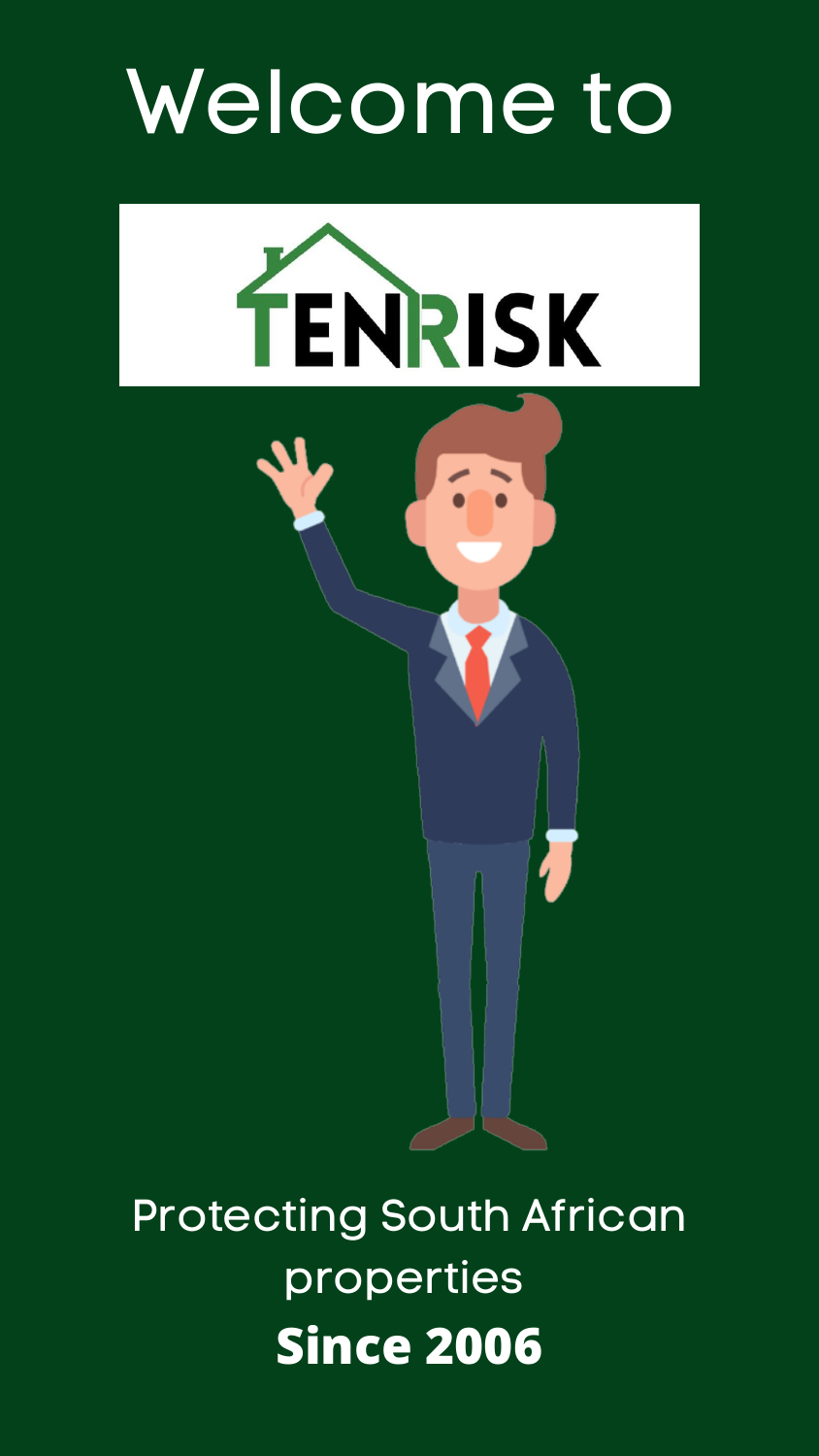# Welcome to

TENRISK

Protecting South African properties

**Since 2006**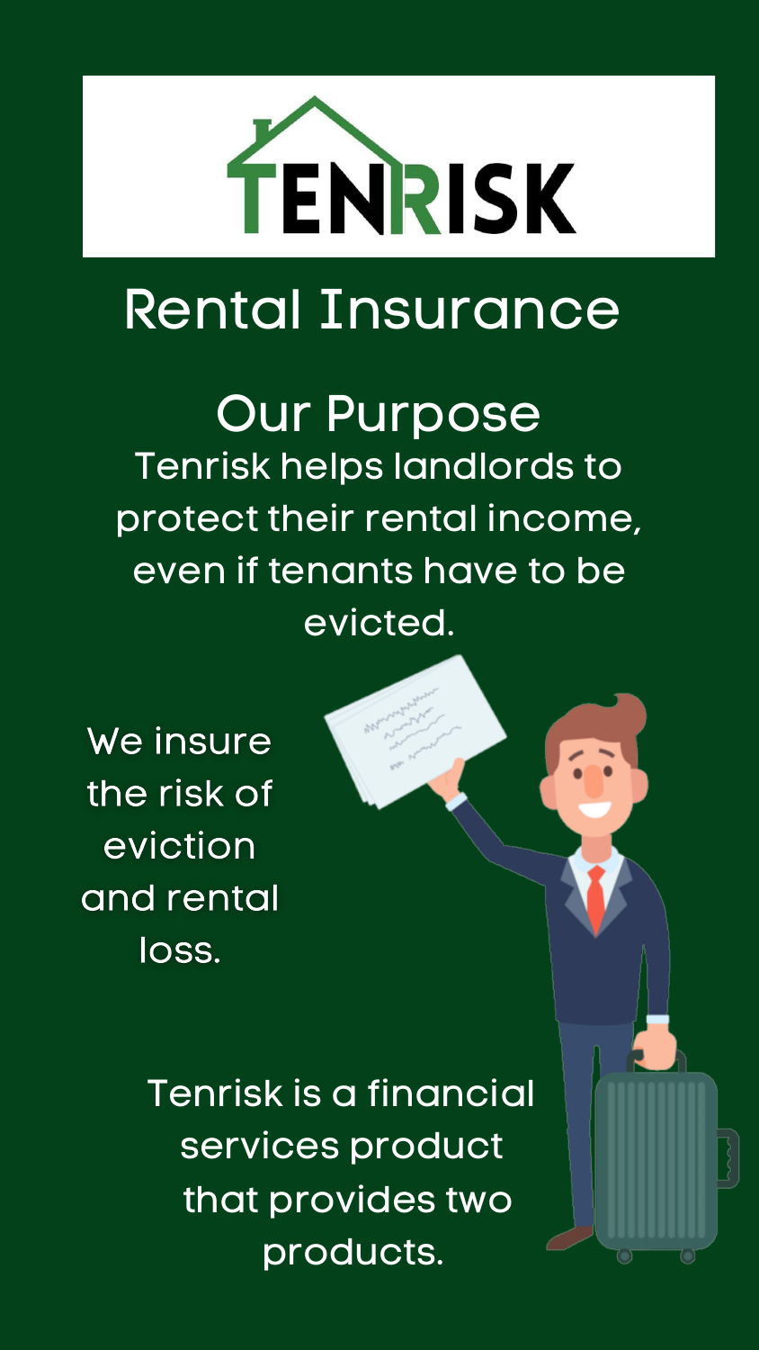# TENRISK

## Rental Insurance

## Our Purpose

Tenrisk helps landlords to protect their rental income, even if tenants have to be evicted.

We insure the risk of eviction and rental loss.

Tenrisk is a financial services product that provides two products.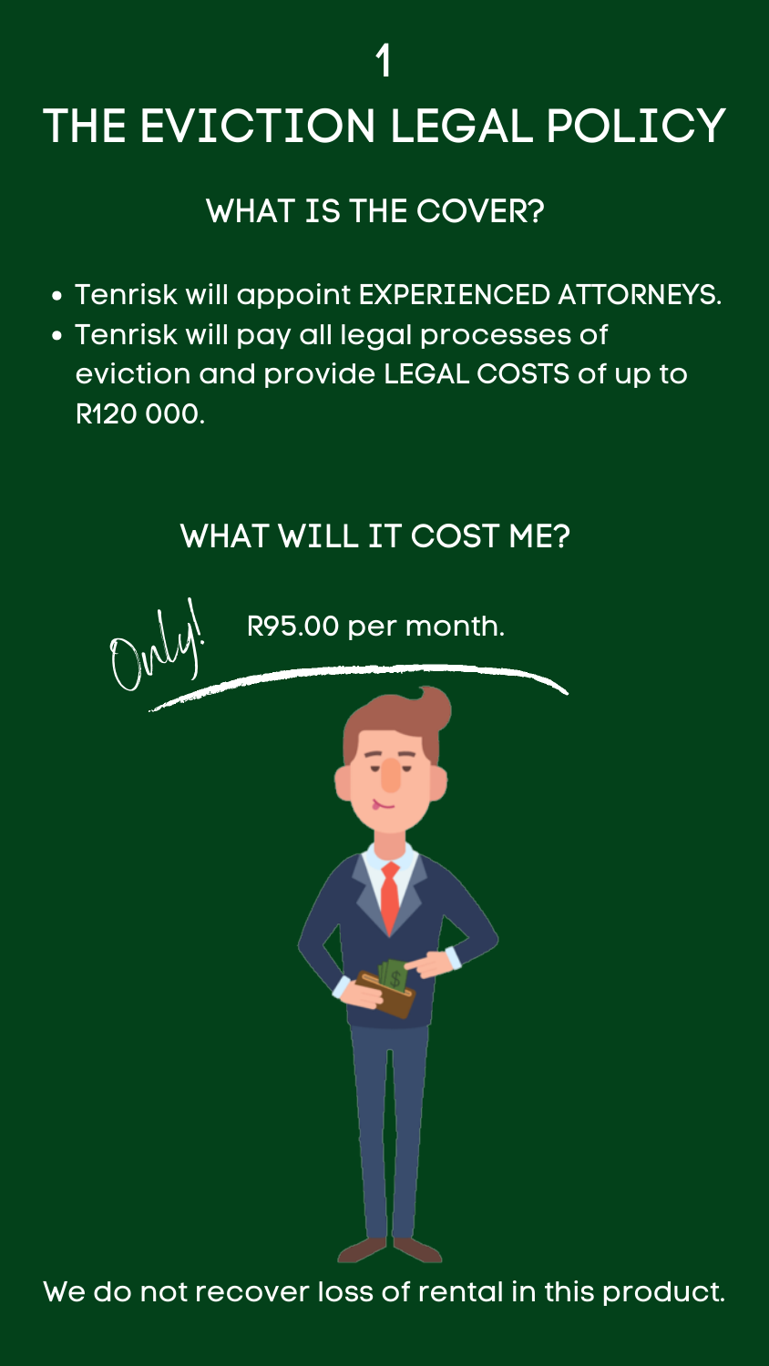1

# THE EVICTION LEGAL POLICY

## WHAT IS THE COVER?

- Tenrisk will appoint EXPERIENCED ATTORNEYS.
- Tenrisk will pay all legal processes of eviction and provide LEGAL COSTS of up to R120 000.

## WHAT WILL IT COST ME?

Only! R95.00 per month.

We do not recover loss of rental in this product.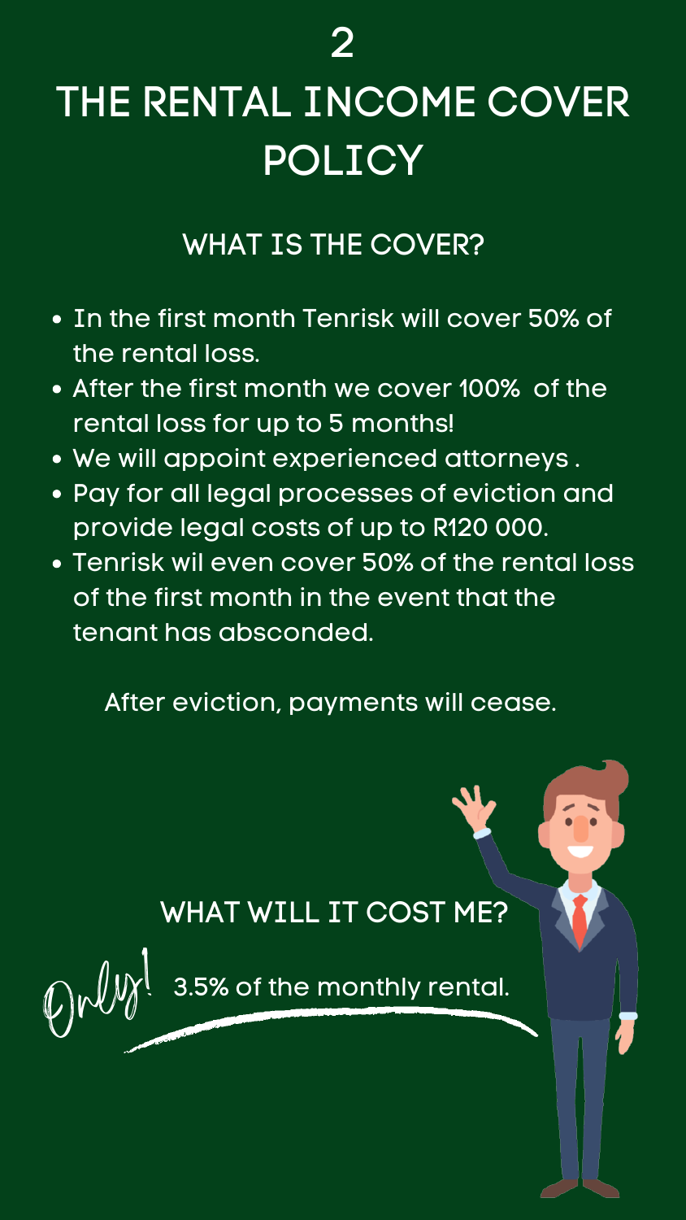# 2

# THE RENTAL INCOME COVER POLICY

## WHAT IS THE COVER?

- In the first month Tenrisk will cover 50% of the rental loss.
- After the first month we cover 100% of the rental loss for up to 5 months!
- We will appoint experienced attorneys .
- Pay for all legal processes of eviction and provide legal costs of up to R120 000.
- Tenrisk wil even cover 50% of the rental loss of the first month in the event that the tenant has absconded.

After eviction, payments will cease.

## WHAT WILL IT COST ME?

Only! 3.5% of the monthly rental.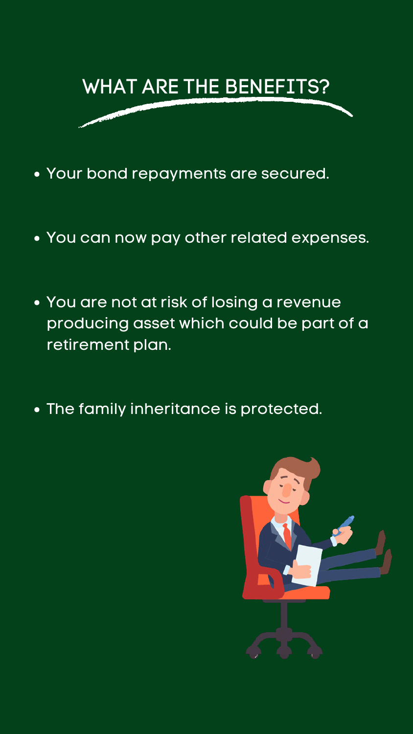## WHAT ARE THE BENEFITS?

- Your bond repayments are secured.
- You can now pay other related expenses.
- You are not at risk of losing a revenue producing asset which could be part of a retirement plan.
- The family inheritance is protected.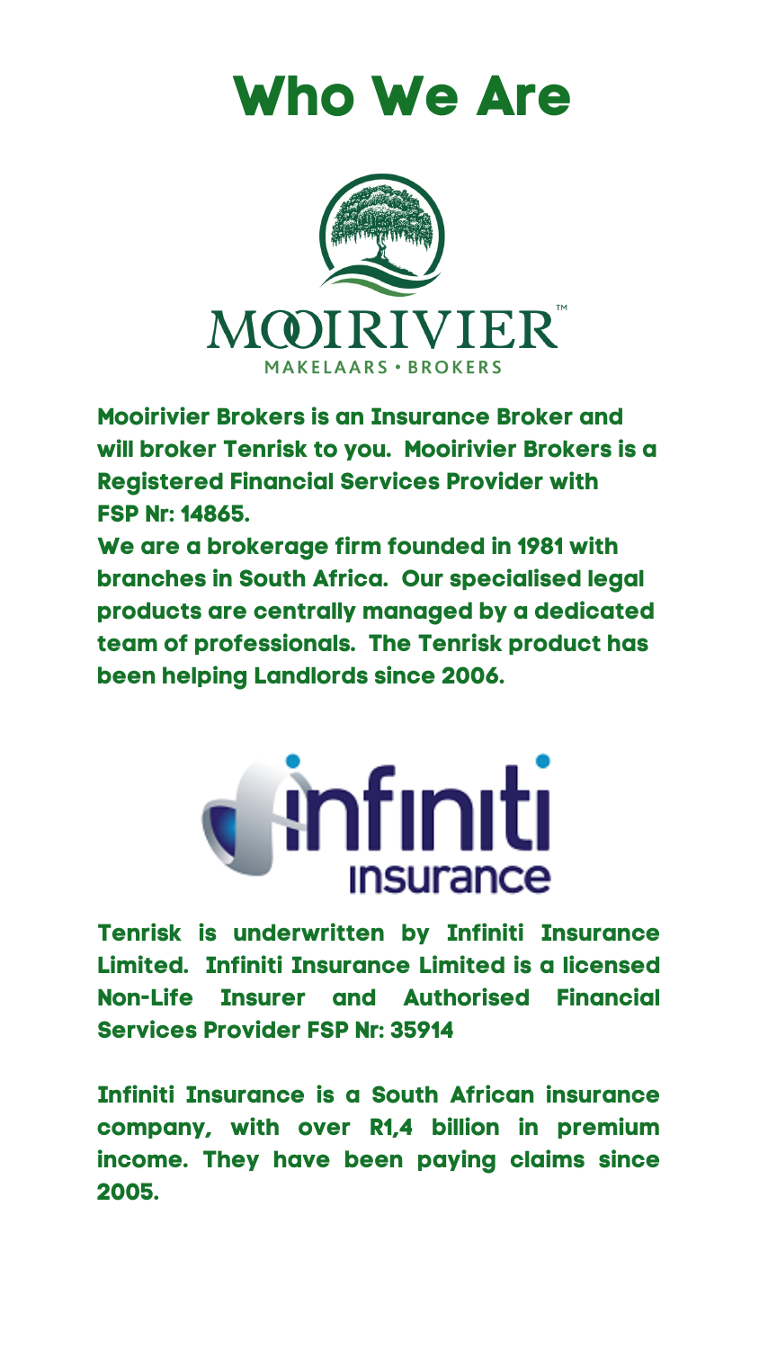# Who We Are

MOOIRIVIER™

MAKELAARS • BROKERS

**Mooirivier Brokers is an Insurance Broker and will broker Tenrisk to you. Mooirivier Brokers is a Registered Financial Services Provider with FSP Nr: 14865.**

**We are a brokerage firm founded in 1981 with branches in South Africa. Our specialised legal products are centrally managed by a dedicated team of professionals. The Tenrisk product has been helping Landlords since 2006.**

infiniti insurance

**Tenrisk is underwritten by Infiniti Insurance Limited. Infiniti Insurance Limited is a licensed Non-Life Insurer and Authorised Financial Services Provider FSP Nr: 35914**

**Infiniti Insurance is a South African insurance company, with over R1,4 billion in premium income. They have been paying claims since 2005.**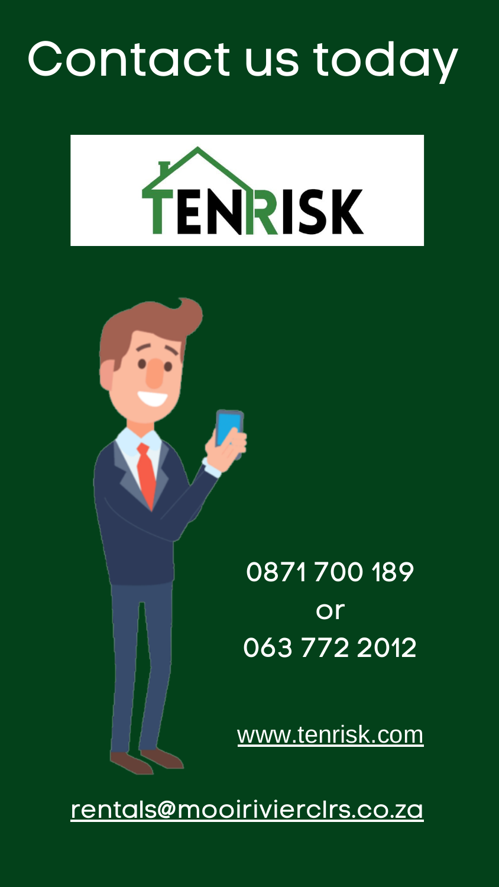# Contact us today

TENRISK

0871 700 189

or

063 772 2012

www.tenrisk.com

rentals@mooriviercIrs.co.za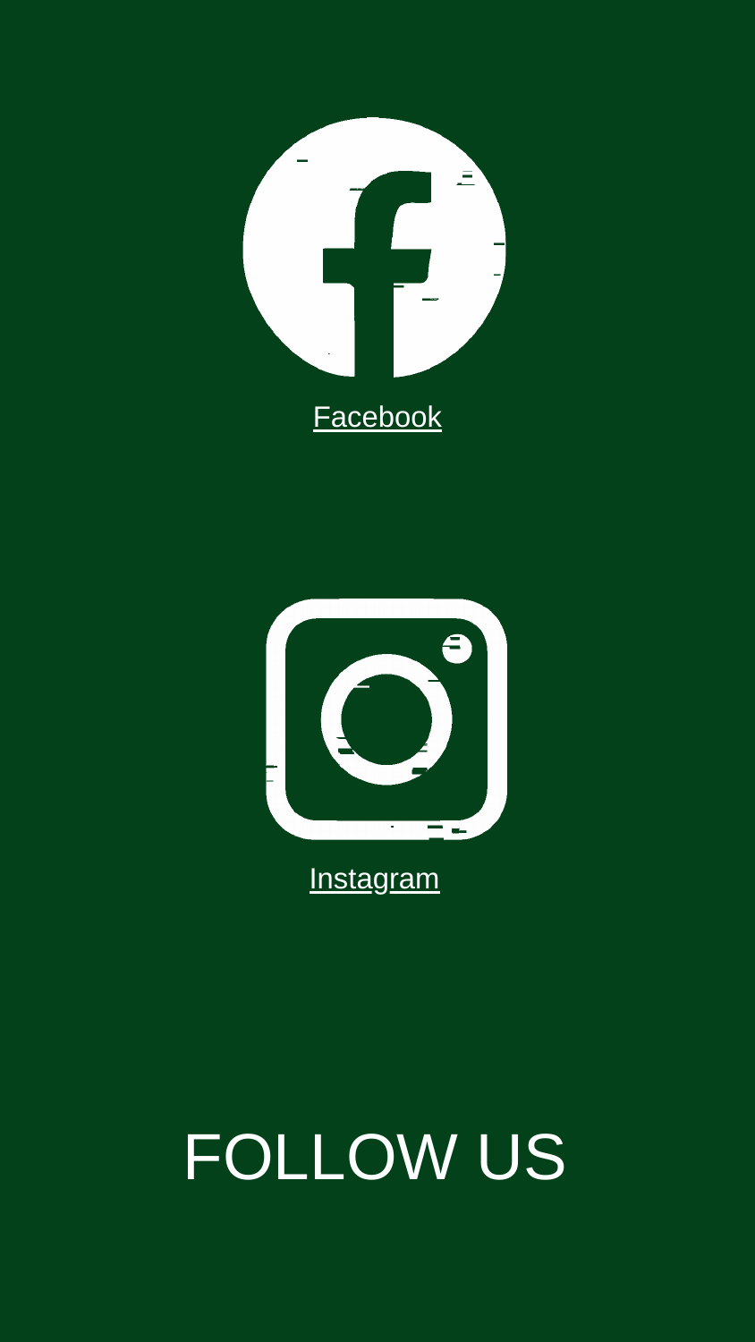Facebook

Instagram

# FOLLOW US